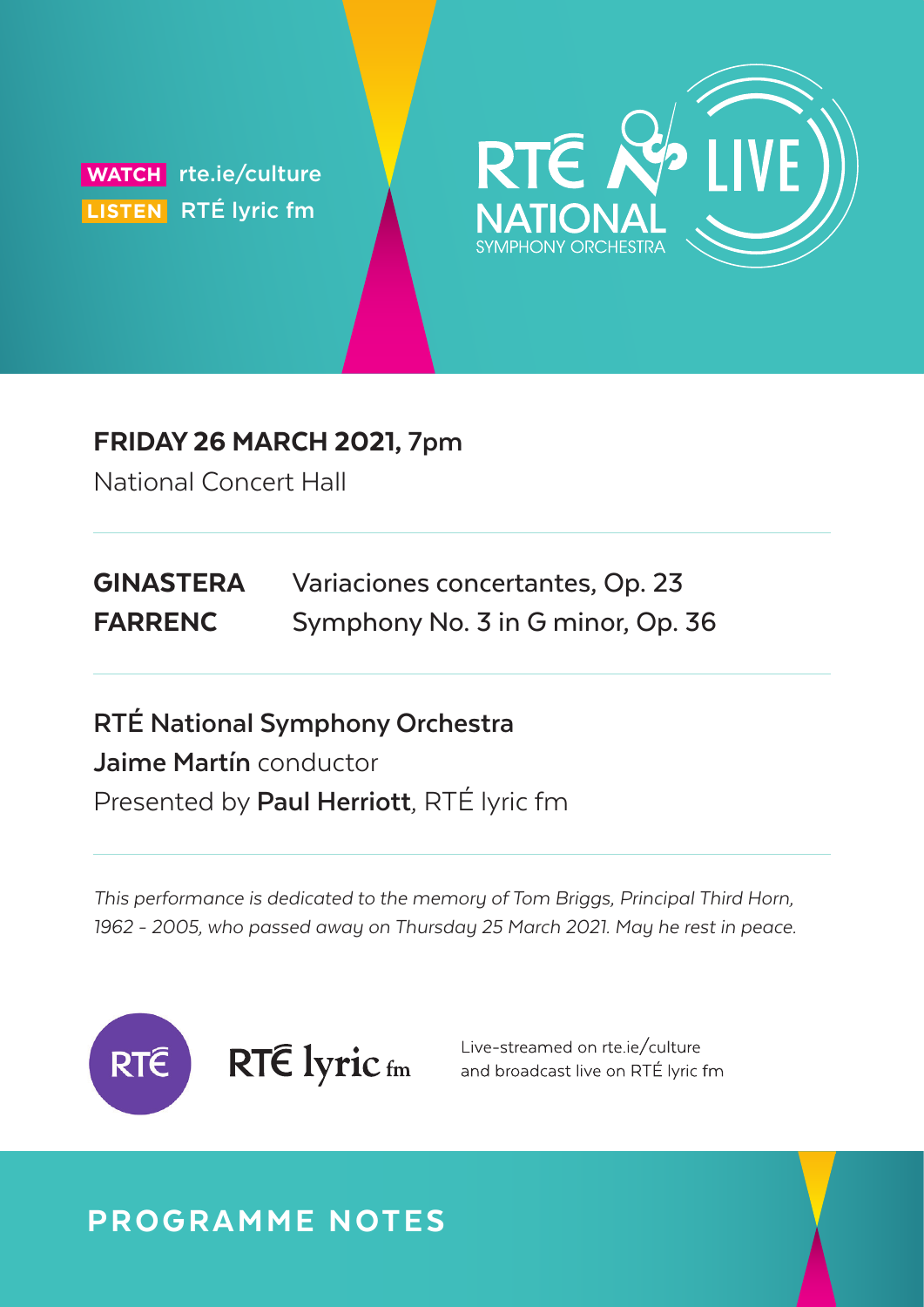**WATCH** rte.ie/culture
**LISTEN** RTÉ lyric fm

RTÉ NATIONAL SYMPHONY ORCHESTRA LIVE

**FRIDAY 26 MARCH 2021,** 7pm
National Concert Hall

| | |
|---|---|
| **GINASTERA** | Variaciones concertantes, Op. 23 |
| **FARRENC** | Symphony No. 3 in G minor, Op. 36 |

**RTÉ National Symphony Orchestra**
**Jaime Martín** conductor
Presented by **Paul Herriott**, RTÉ lyric fm

*This performance is dedicated to the memory of Tom Briggs, Principal Third Horn, 1962 - 2005, who passed away on Thursday 25 March 2021. May he rest in peace.*

RTÉ RTÉ lyric fm

Live-streamed on rte.ie/culture and broadcast live on RTÉ lyric fm

## PROGRAMME NOTES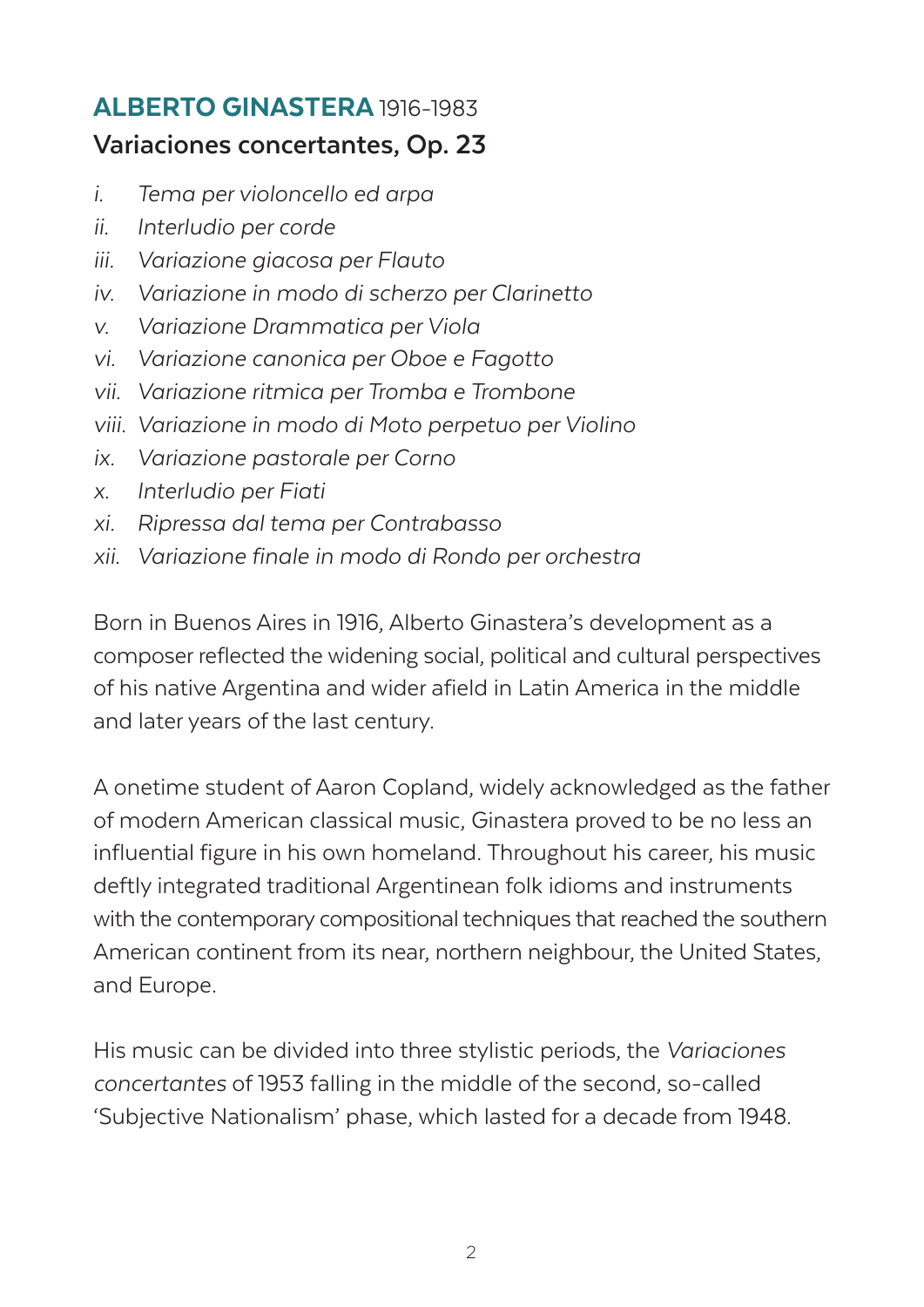## **ALBERTO GINASTERA** 1916-1983

### Variaciones concertantes, Op. 23

- *i. Tema per violoncello ed arpa*
- *ii. Interludio per corde*
- *iii. Variazione giacosa per Flauto*
- *iv. Variazione in modo di scherzo per Clarinetto*
- *v. Variazione Drammatica per Viola*
- *vi. Variazione canonica per Oboe e Fagotto*
- *vii. Variazione ritmica per Tromba e Trombone*
- *viii. Variazione in modo di Moto perpetuo per Violino*
- *ix. Variazione pastorale per Corno*
- *x. Interludio per Fiati*
- *xi. Ripressa dal tema per Contrabasso*
- *xii. Variazione finale in modo di Rondo per orchestra*

Born in Buenos Aires in 1916, Alberto Ginastera's development as a composer reflected the widening social, political and cultural perspectives of his native Argentina and wider afield in Latin America in the middle and later years of the last century.

A onetime student of Aaron Copland, widely acknowledged as the father of modern American classical music, Ginastera proved to be no less an influential figure in his own homeland. Throughout his career, his music deftly integrated traditional Argentinean folk idioms and instruments with the contemporary compositional techniques that reached the southern American continent from its near, northern neighbour, the United States, and Europe.

His music can be divided into three stylistic periods, the *Variaciones concertantes* of 1953 falling in the middle of the second, so-called 'Subjective Nationalism' phase, which lasted for a decade from 1948.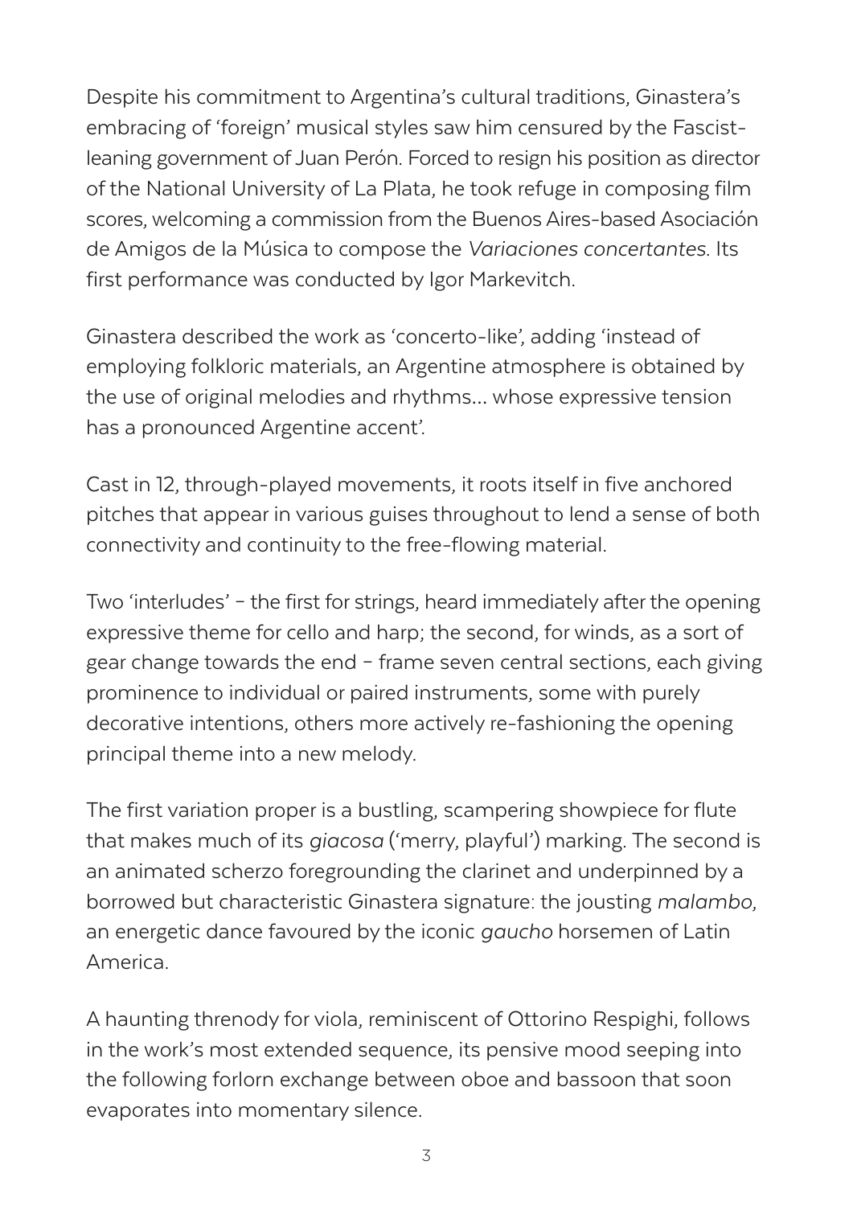Despite his commitment to Argentina's cultural traditions, Ginastera's embracing of 'foreign' musical styles saw him censured by the Fascist-leaning government of Juan Perón. Forced to resign his position as director of the National University of La Plata, he took refuge in composing film scores, welcoming a commission from the Buenos Aires-based Asociación de Amigos de la Música to compose the *Variaciones concertantes*. Its first performance was conducted by Igor Markevitch.

Ginastera described the work as 'concerto-like', adding 'instead of employing folkloric materials, an Argentine atmosphere is obtained by the use of original melodies and rhythms… whose expressive tension has a pronounced Argentine accent'.

Cast in 12, through-played movements, it roots itself in five anchored pitches that appear in various guises throughout to lend a sense of both connectivity and continuity to the free-flowing material.

Two 'interludes' – the first for strings, heard immediately after the opening expressive theme for cello and harp; the second, for winds, as a sort of gear change towards the end – frame seven central sections, each giving prominence to individual or paired instruments, some with purely decorative intentions, others more actively re-fashioning the opening principal theme into a new melody.

The first variation proper is a bustling, scampering showpiece for flute that makes much of its *giacosa* ('merry, playful') marking. The second is an animated scherzo foregrounding the clarinet and underpinned by a borrowed but characteristic Ginastera signature: the jousting *malambo,* an energetic dance favoured by the iconic *gaucho* horsemen of Latin America.

A haunting threnody for viola, reminiscent of Ottorino Respighi, follows in the work's most extended sequence, its pensive mood seeping into the following forlorn exchange between oboe and bassoon that soon evaporates into momentary silence.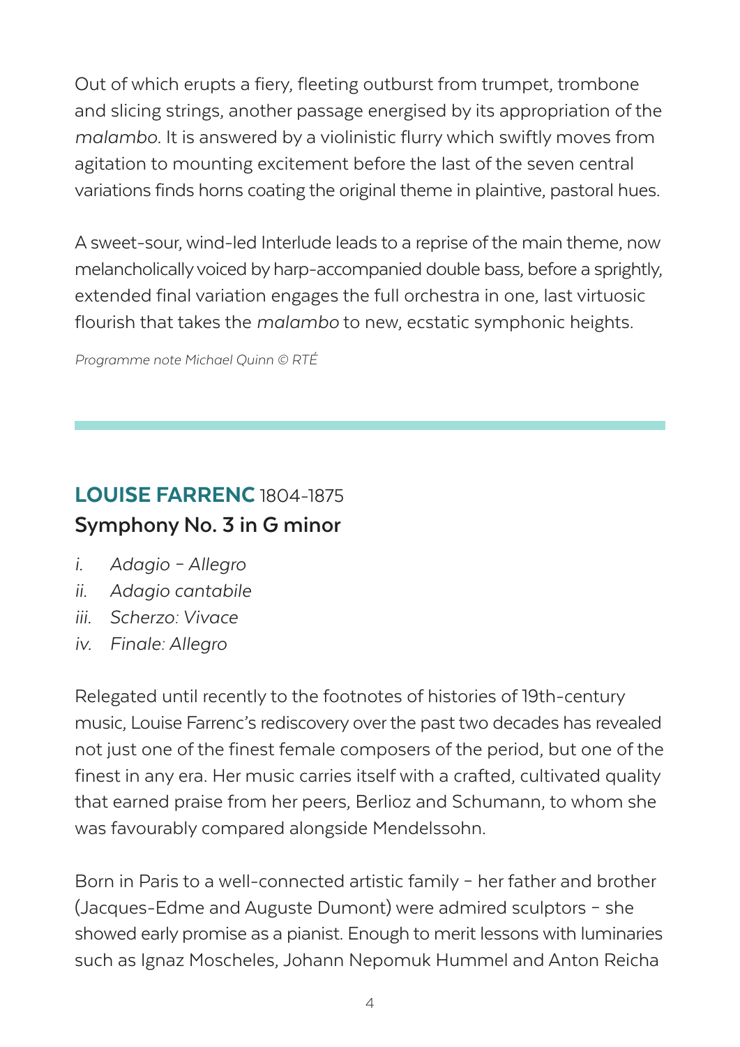Out of which erupts a fiery, fleeting outburst from trumpet, trombone and slicing strings, another passage energised by its appropriation of the *malambo*. It is answered by a violinistic flurry which swiftly moves from agitation to mounting excitement before the last of the seven central variations finds horns coating the original theme in plaintive, pastoral hues.

A sweet-sour, wind-led Interlude leads to a reprise of the main theme, now melancholically voiced by harp-accompanied double bass, before a sprightly, extended final variation engages the full orchestra in one, last virtuosic flourish that takes the *malambo* to new, ecstatic symphonic heights.

*Programme note Michael Quinn © RTÉ*

---

## **LOUISE FARRENC** 1804-1875

### Symphony No. 3 in G minor

- *i. Adagio – Allegro*
- *ii. Adagio cantabile*
- *iii. Scherzo: Vivace*
- *iv. Finale: Allegro*

Relegated until recently to the footnotes of histories of 19th-century music, Louise Farrenc's rediscovery over the past two decades has revealed not just one of the finest female composers of the period, but one of the finest in any era. Her music carries itself with a crafted, cultivated quality that earned praise from her peers, Berlioz and Schumann, to whom she was favourably compared alongside Mendelssohn.

Born in Paris to a well-connected artistic family – her father and brother (Jacques-Edme and Auguste Dumont) were admired sculptors – she showed early promise as a pianist. Enough to merit lessons with luminaries such as Ignaz Moscheles, Johann Nepomuk Hummel and Anton Reicha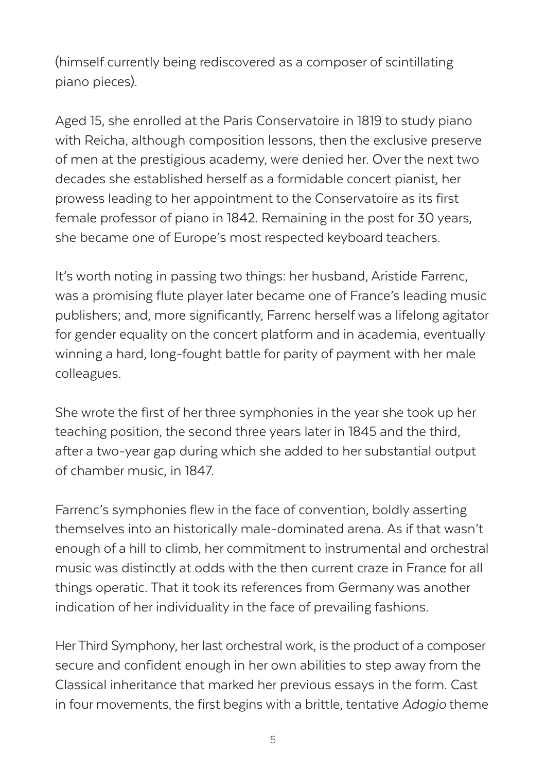(himself currently being rediscovered as a composer of scintillating piano pieces).

Aged 15, she enrolled at the Paris Conservatoire in 1819 to study piano with Reicha, although composition lessons, then the exclusive preserve of men at the prestigious academy, were denied her. Over the next two decades she established herself as a formidable concert pianist, her prowess leading to her appointment to the Conservatoire as its first female professor of piano in 1842. Remaining in the post for 30 years, she became one of Europe's most respected keyboard teachers.

It's worth noting in passing two things: her husband, Aristide Farrenc, was a promising flute player later became one of France's leading music publishers; and, more significantly, Farrenc herself was a lifelong agitator for gender equality on the concert platform and in academia, eventually winning a hard, long-fought battle for parity of payment with her male colleagues.

She wrote the first of her three symphonies in the year she took up her teaching position, the second three years later in 1845 and the third, after a two-year gap during which she added to her substantial output of chamber music, in 1847.

Farrenc's symphonies flew in the face of convention, boldly asserting themselves into an historically male-dominated arena. As if that wasn't enough of a hill to climb, her commitment to instrumental and orchestral music was distinctly at odds with the then current craze in France for all things operatic. That it took its references from Germany was another indication of her individuality in the face of prevailing fashions.

Her Third Symphony, her last orchestral work, is the product of a composer secure and confident enough in her own abilities to step away from the Classical inheritance that marked her previous essays in the form. Cast in four movements, the first begins with a brittle, tentative *Adagio* theme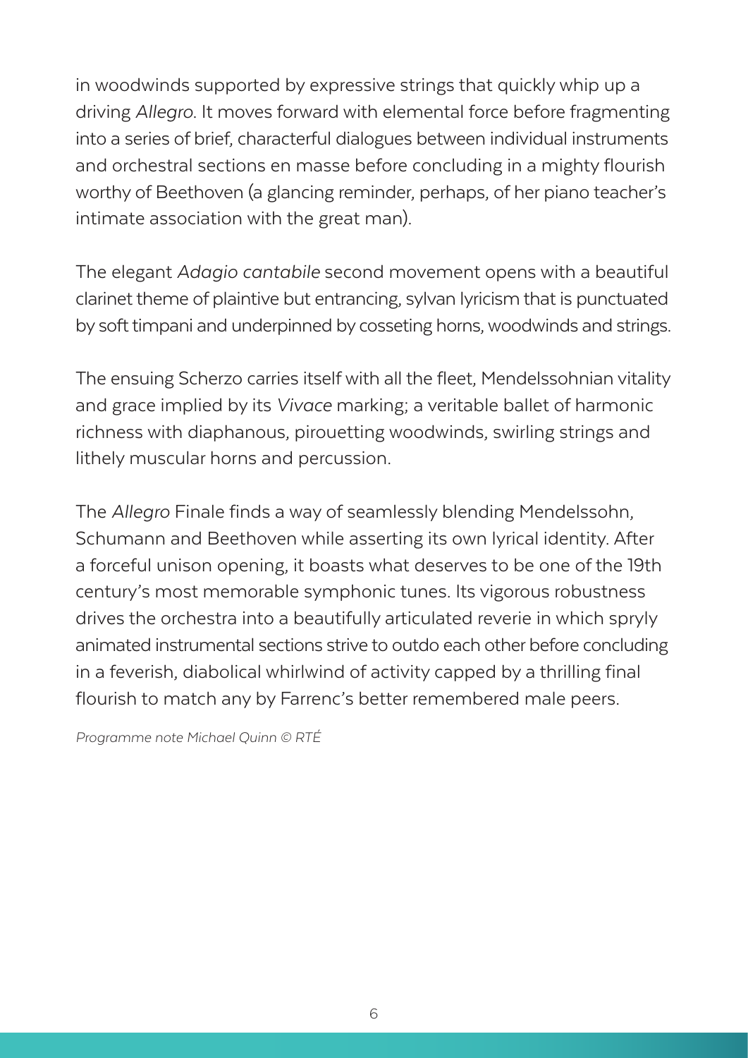in woodwinds supported by expressive strings that quickly whip up a driving *Allegro*. It moves forward with elemental force before fragmenting into a series of brief, characterful dialogues between individual instruments and orchestral sections en masse before concluding in a mighty flourish worthy of Beethoven (a glancing reminder, perhaps, of her piano teacher's intimate association with the great man).

The elegant *Adagio cantabile* second movement opens with a beautiful clarinet theme of plaintive but entrancing, sylvan lyricism that is punctuated by soft timpani and underpinned by cosseting horns, woodwinds and strings.

The ensuing Scherzo carries itself with all the fleet, Mendelssohnian vitality and grace implied by its *Vivace* marking; a veritable ballet of harmonic richness with diaphanous, pirouetting woodwinds, swirling strings and lithely muscular horns and percussion.

The *Allegro* Finale finds a way of seamlessly blending Mendelssohn, Schumann and Beethoven while asserting its own lyrical identity. After a forceful unison opening, it boasts what deserves to be one of the 19th century's most memorable symphonic tunes. Its vigorous robustness drives the orchestra into a beautifully articulated reverie in which spryly animated instrumental sections strive to outdo each other before concluding in a feverish, diabolical whirlwind of activity capped by a thrilling final flourish to match any by Farrenc's better remembered male peers.

*Programme note Michael Quinn © RTÉ*